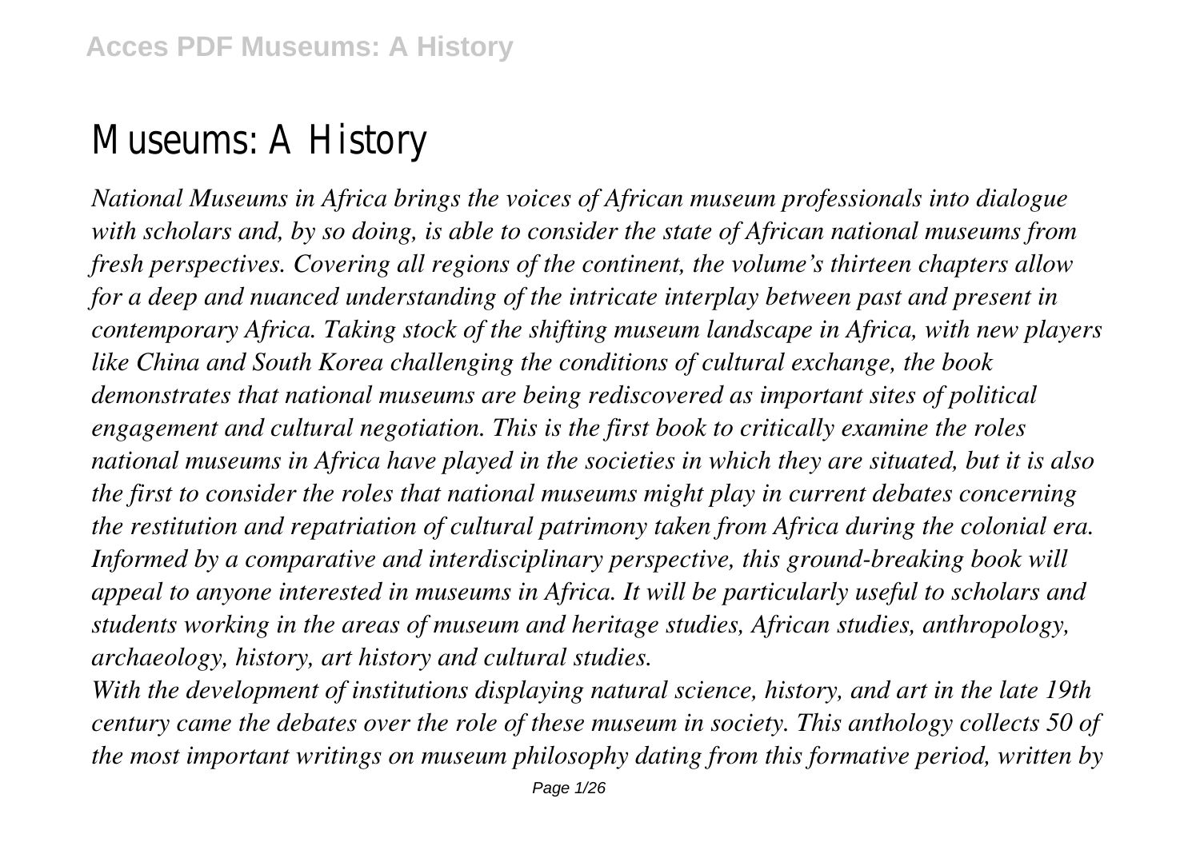# Museums: A History

*National Museums in Africa brings the voices of African museum professionals into dialogue with scholars and, by so doing, is able to consider the state of African national museums from fresh perspectives. Covering all regions of the continent, the volume's thirteen chapters allow for a deep and nuanced understanding of the intricate interplay between past and present in contemporary Africa. Taking stock of the shifting museum landscape in Africa, with new players like China and South Korea challenging the conditions of cultural exchange, the book demonstrates that national museums are being rediscovered as important sites of political engagement and cultural negotiation. This is the first book to critically examine the roles national museums in Africa have played in the societies in which they are situated, but it is also the first to consider the roles that national museums might play in current debates concerning the restitution and repatriation of cultural patrimony taken from Africa during the colonial era. Informed by a comparative and interdisciplinary perspective, this ground-breaking book will appeal to anyone interested in museums in Africa. It will be particularly useful to scholars and students working in the areas of museum and heritage studies, African studies, anthropology, archaeology, history, art history and cultural studies.*

*With the development of institutions displaying natural science, history, and art in the late 19th century came the debates over the role of these museum in society. This anthology collects 50 of the most important writings on museum philosophy dating from this formative period, written by*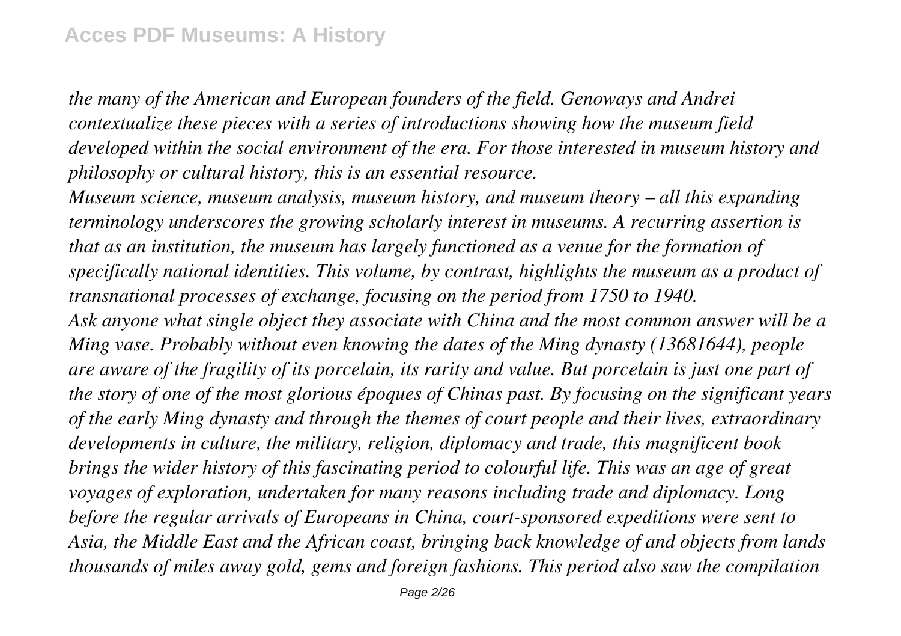*the many of the American and European founders of the field. Genoways and Andrei contextualize these pieces with a series of introductions showing how the museum field developed within the social environment of the era. For those interested in museum history and philosophy or cultural history, this is an essential resource.*

*Museum science, museum analysis, museum history, and museum theory – all this expanding terminology underscores the growing scholarly interest in museums. A recurring assertion is that as an institution, the museum has largely functioned as a venue for the formation of specifically national identities. This volume, by contrast, highlights the museum as a product of transnational processes of exchange, focusing on the period from 1750 to 1940.*

*Ask anyone what single object they associate with China and the most common answer will be a Ming vase. Probably without even knowing the dates of the Ming dynasty (13681644), people are aware of the fragility of its porcelain, its rarity and value. But porcelain is just one part of the story of one of the most glorious époques of Chinas past. By focusing on the significant years of the early Ming dynasty and through the themes of court people and their lives, extraordinary developments in culture, the military, religion, diplomacy and trade, this magnificent book brings the wider history of this fascinating period to colourful life. This was an age of great voyages of exploration, undertaken for many reasons including trade and diplomacy. Long before the regular arrivals of Europeans in China, court-sponsored expeditions were sent to Asia, the Middle East and the African coast, bringing back knowledge of and objects from lands thousands of miles away gold, gems and foreign fashions. This period also saw the compilation*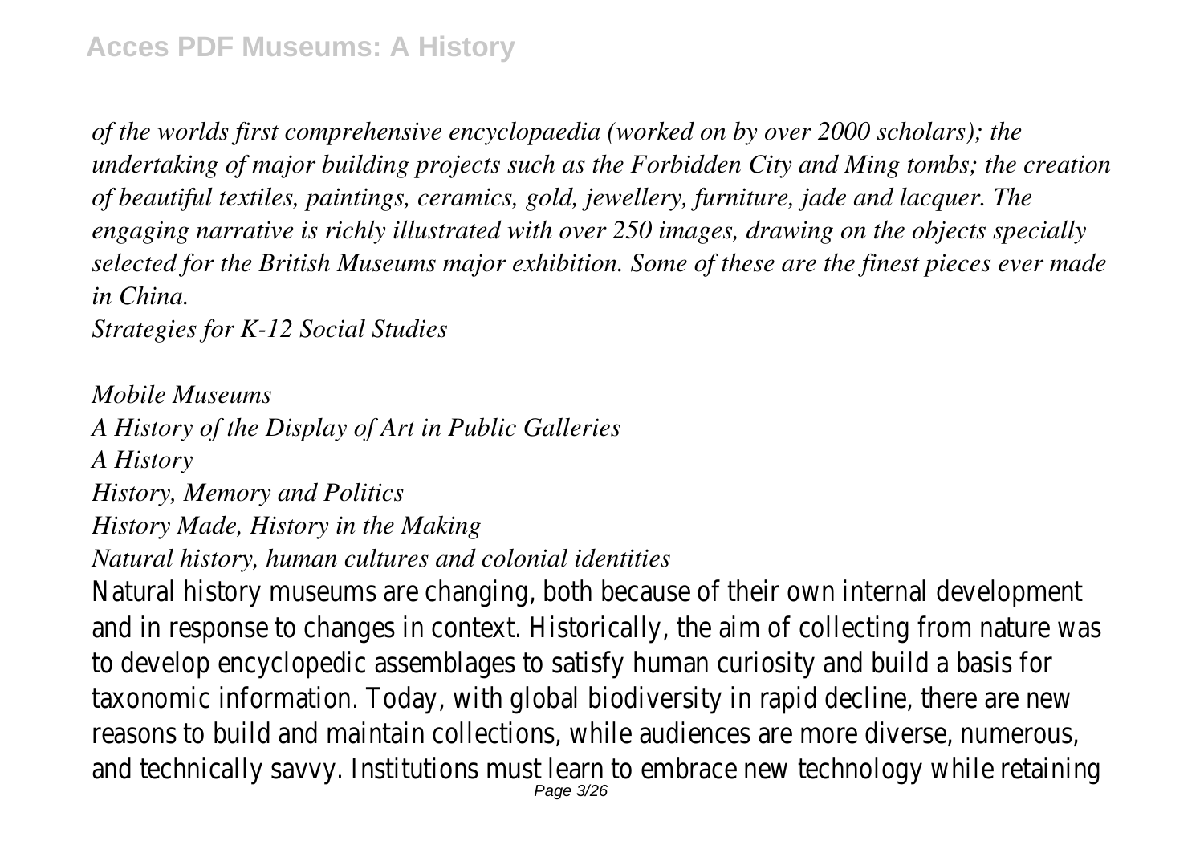*of the worlds first comprehensive encyclopaedia (worked on by over 2000 scholars); the undertaking of major building projects such as the Forbidden City and Ming tombs; the creation of beautiful textiles, paintings, ceramics, gold, jewellery, furniture, jade and lacquer. The engaging narrative is richly illustrated with over 250 images, drawing on the objects specially selected for the British Museums major exhibition. Some of these are the finest pieces ever made in China.*

*Strategies for K-12 Social Studies*

*Mobile Museums*

*A History of the Display of Art in Public Galleries*

*A History*

*History, Memory and Politics*

*History Made, History in the Making*

*Natural history, human cultures and colonial identities*

Natural history museums are changing, both because of their own internal development and in response to changes in context. Historically, the aim of collecting from nature was to develop encyclopedic assemblages to satisfy human curiosity and build a basis for taxonomic information. Today, with global biodiversity in rapid decline, there are new reasons to build and maintain collections, while audiences are more diverse, numerous, and technically savvy. Institutions must learn to embrace new technology while retaining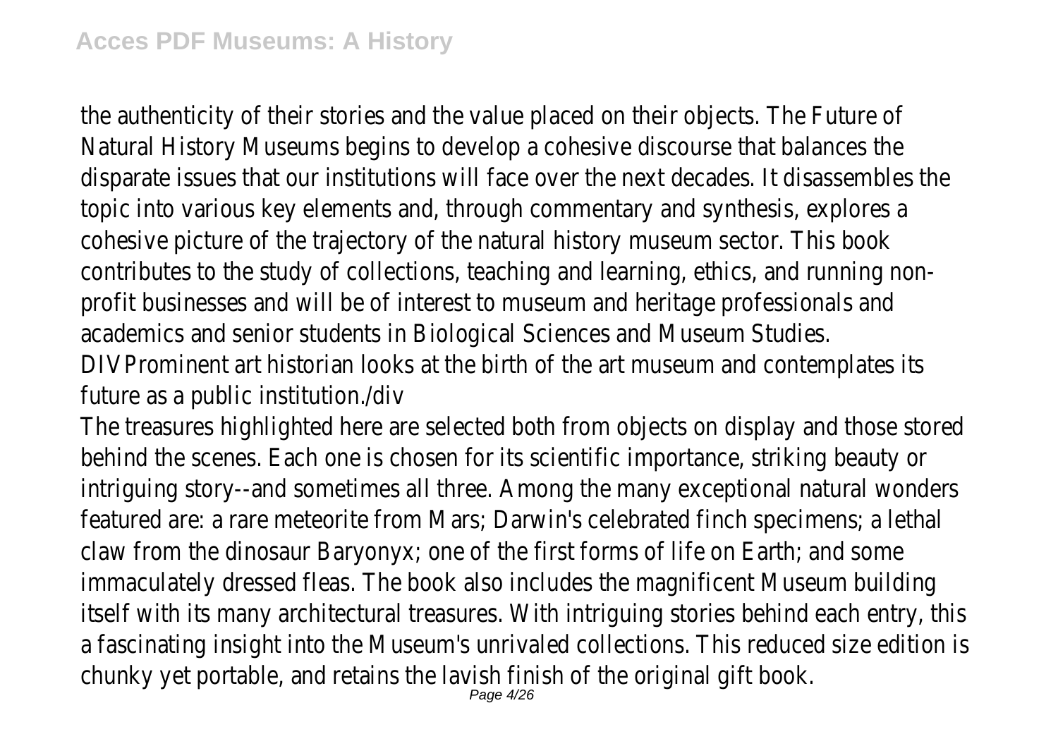the authenticity of their stories and the value placed on their objects. The Future of Natural History Museums begins to develop a cohesive discourse that balances the disparate issues that our institutions will face over the next decades. It disassembles the topic into various key elements and, through commentary and synthesis, explores a cohesive picture of the trajectory of the natural history museum sector. This book contributes to the study of collections, teaching and learning, ethics, and running non-profit businesses and will be of interest to museum and heritage professionals and academics and senior students in Biological Sciences and Museum Studies.

DIVProminent art historian looks at the birth of the art museum and contemplates its future as a public institution./div

The treasures highlighted here are selected both from objects on display and those stored behind the scenes. Each one is chosen for its scientific importance, striking beauty or intriguing story--and sometimes all three. Among the many exceptional natural wonders featured are: a rare meteorite from Mars; Darwin's celebrated finch specimens; a lethal claw from the dinosaur Baryonyx; one of the first forms of life on Earth; and some immaculately dressed fleas. The book also includes the magnificent Museum building itself with its many architectural treasures. With intriguing stories behind each entry, this a fascinating insight into the Museum's unrivaled collections. This reduced size edition is chunky yet portable, and retains the lavish finish of the original gift book.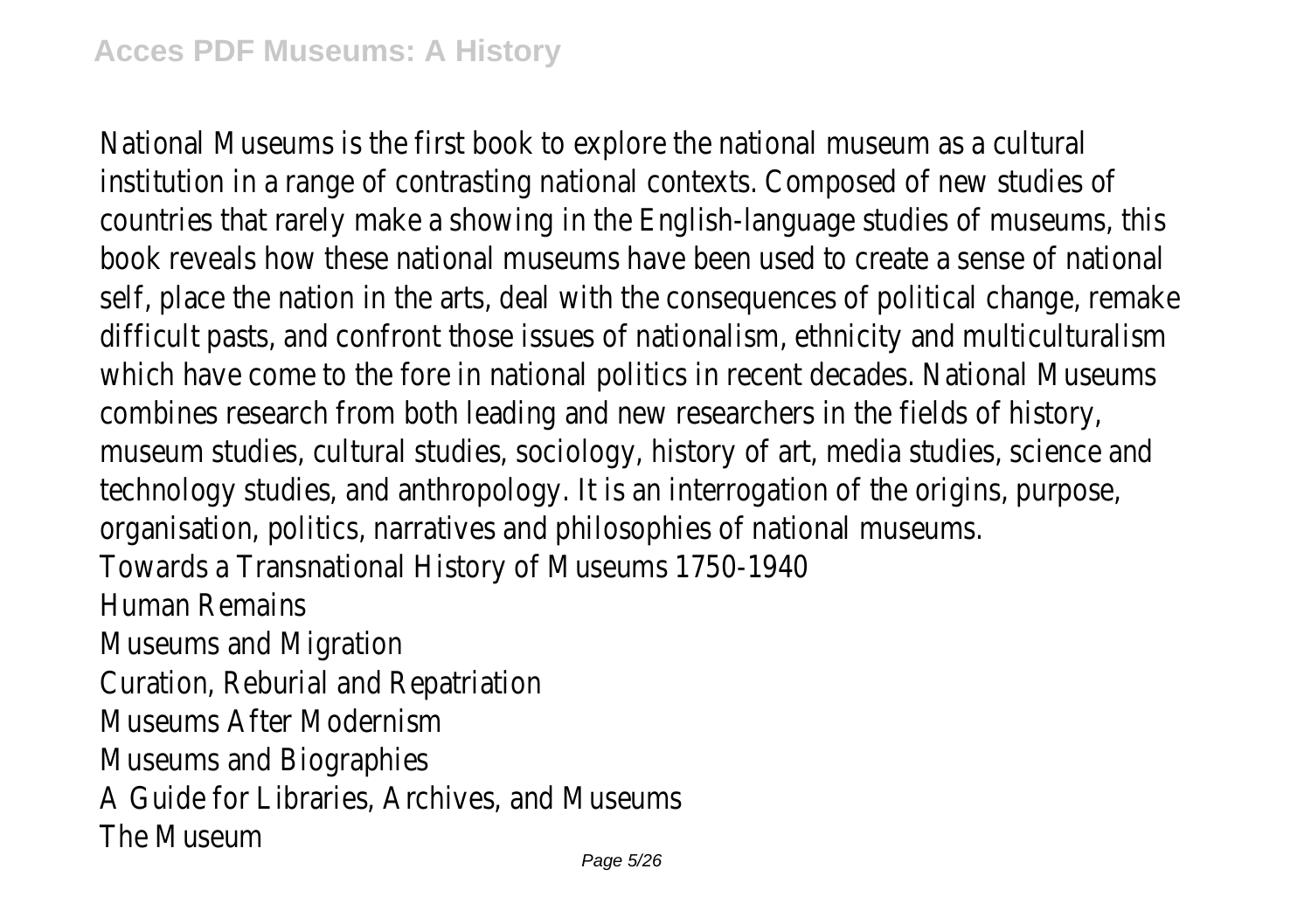National Museums is the first book to explore the national museum as a cultural institution in a range of contrasting national contexts. Composed of new studies of countries that rarely make a showing in the English-language studies of museums, this book reveals how these national museums have been used to create a sense of national self, place the nation in the arts, deal with the consequences of political change, remake difficult pasts, and confront those issues of nationalism, ethnicity and multiculturalism which have come to the fore in national politics in recent decades. National Museums combines research from both leading and new researchers in the fields of history, museum studies, cultural studies, sociology, history of art, media studies, science and technology studies, and anthropology. It is an interrogation of the origins, purpose, organisation, politics, narratives and philosophies of national museums.

Towards a Transnational History of Museums 1750-1940

Human Remains

Museums and Migration

Curation, Reburial and Repatriation

Museums After Modernism

Museums and Biographies

A Guide for Libraries, Archives, and Museums

The Museum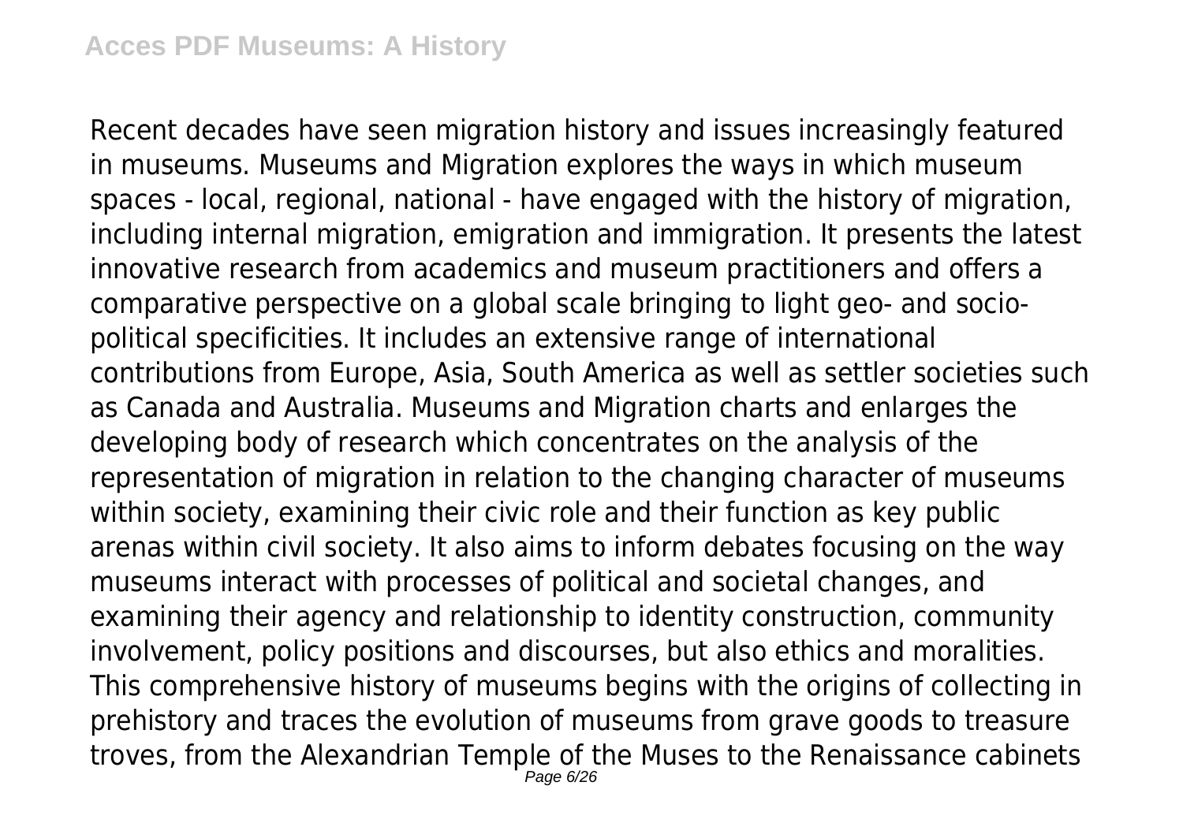Recent decades have seen migration history and issues increasingly featured in museums. Museums and Migration explores the ways in which museum spaces - local, regional, national - have engaged with the history of migration, including internal migration, emigration and immigration. It presents the latest innovative research from academics and museum practitioners and offers a comparative perspective on a global scale bringing to light geo- and socio-political specificities. It includes an extensive range of international contributions from Europe, Asia, South America as well as settler societies such as Canada and Australia. Museums and Migration charts and enlarges the developing body of research which concentrates on the analysis of the representation of migration in relation to the changing character of museums within society, examining their civic role and their function as key public arenas within civil society. It also aims to inform debates focusing on the way museums interact with processes of political and societal changes, and examining their agency and relationship to identity construction, community involvement, policy positions and discourses, but also ethics and moralities. This comprehensive history of museums begins with the origins of collecting in prehistory and traces the evolution of museums from grave goods to treasure troves, from the Alexandrian Temple of the Muses to the Renaissance cabinets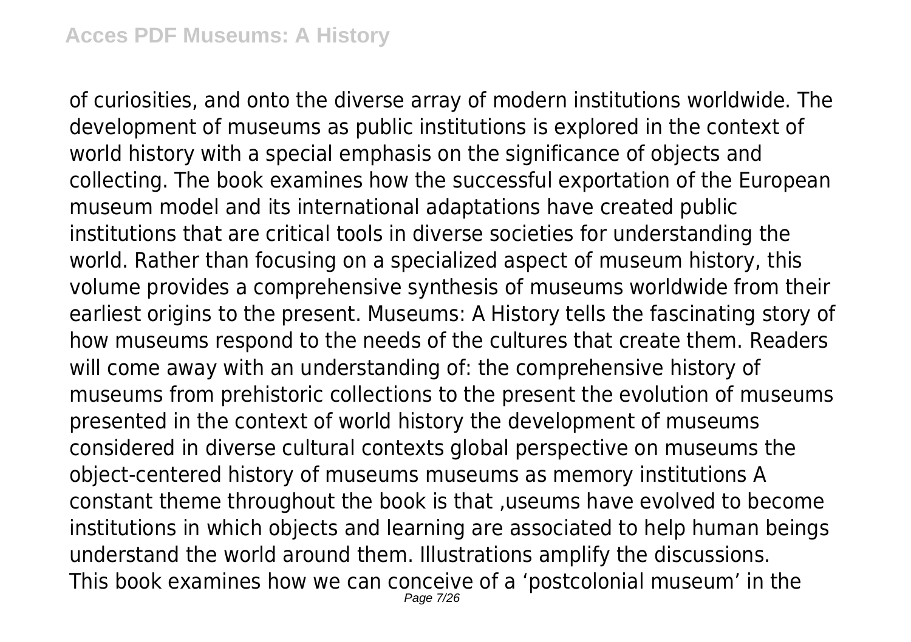of curiosities, and onto the diverse array of modern institutions worldwide. The development of museums as public institutions is explored in the context of world history with a special emphasis on the significance of objects and collecting. The book examines how the successful exportation of the European museum model and its international adaptations have created public institutions that are critical tools in diverse societies for understanding the world. Rather than focusing on a specialized aspect of museum history, this volume provides a comprehensive synthesis of museums worldwide from their earliest origins to the present. Museums: A History tells the fascinating story of how museums respond to the needs of the cultures that create them. Readers will come away with an understanding of: the comprehensive history of museums from prehistoric collections to the present the evolution of museums presented in the context of world history the development of museums considered in diverse cultural contexts global perspective on museums the object-centered history of museums museums as memory institutions A constant theme throughout the book is that ,useums have evolved to become institutions in which objects and learning are associated to help human beings understand the world around them. Illustrations amplify the discussions.

This book examines how we can conceive of a 'postcolonial museum' in the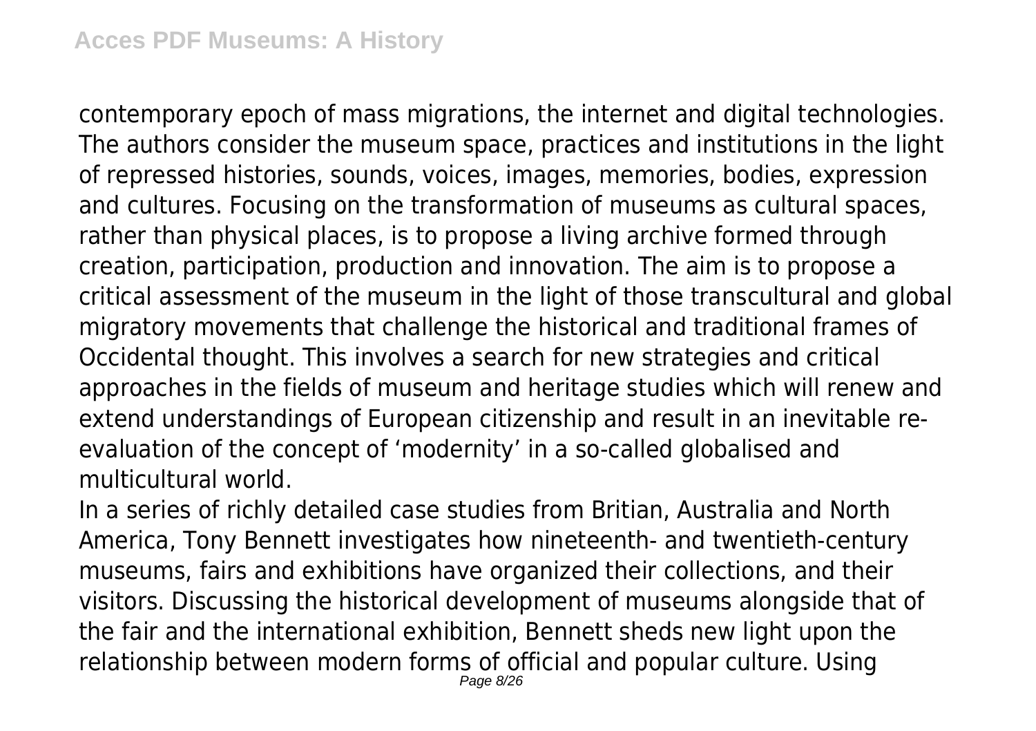contemporary epoch of mass migrations, the internet and digital technologies. The authors consider the museum space, practices and institutions in the light of repressed histories, sounds, voices, images, memories, bodies, expression and cultures. Focusing on the transformation of museums as cultural spaces, rather than physical places, is to propose a living archive formed through creation, participation, production and innovation. The aim is to propose a critical assessment of the museum in the light of those transcultural and global migratory movements that challenge the historical and traditional frames of Occidental thought. This involves a search for new strategies and critical approaches in the fields of museum and heritage studies which will renew and extend understandings of European citizenship and result in an inevitable re-evaluation of the concept of 'modernity' in a so-called globalised and multicultural world.

In a series of richly detailed case studies from Britian, Australia and North America, Tony Bennett investigates how nineteenth- and twentieth-century museums, fairs and exhibitions have organized their collections, and their visitors. Discussing the historical development of museums alongside that of the fair and the international exhibition, Bennett sheds new light upon the relationship between modern forms of official and popular culture. Using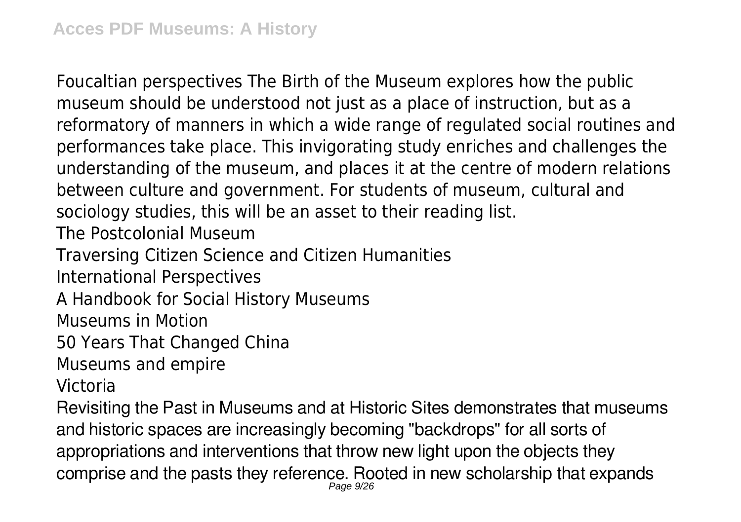Foucaltian perspectives The Birth of the Museum explores how the public museum should be understood not just as a place of instruction, but as a reformatory of manners in which a wide range of regulated social routines and performances take place. This invigorating study enriches and challenges the understanding of the museum, and places it at the centre of modern relations between culture and government. For students of museum, cultural and sociology studies, this will be an asset to their reading list.

The Postcolonial Museum

Traversing Citizen Science and Citizen Humanities

International Perspectives

A Handbook for Social History Museums

Museums in Motion

50 Years That Changed China

Museums and empire

Victoria

Revisiting the Past in Museums and at Historic Sites demonstrates that museums and historic spaces are increasingly becoming "backdrops" for all sorts of appropriations and interventions that throw new light upon the objects they comprise and the pasts they reference. Rooted in new scholarship that expands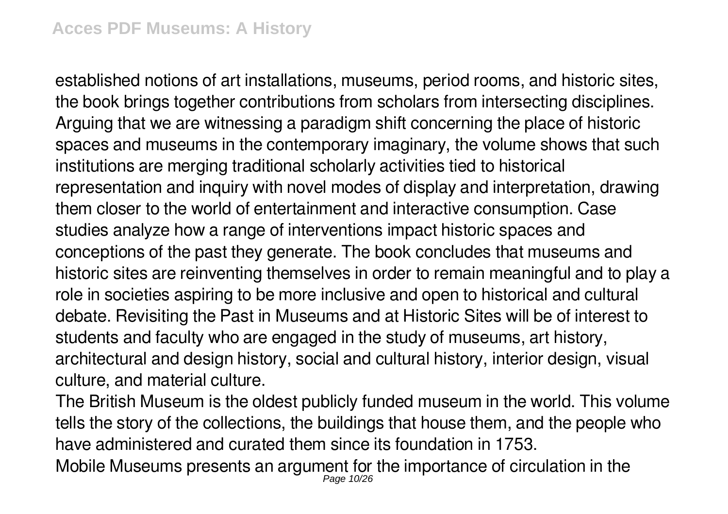established notions of art installations, museums, period rooms, and historic sites, the book brings together contributions from scholars from intersecting disciplines. Arguing that we are witnessing a paradigm shift concerning the place of historic spaces and museums in the contemporary imaginary, the volume shows that such institutions are merging traditional scholarly activities tied to historical representation and inquiry with novel modes of display and interpretation, drawing them closer to the world of entertainment and interactive consumption. Case studies analyze how a range of interventions impact historic spaces and conceptions of the past they generate. The book concludes that museums and historic sites are reinventing themselves in order to remain meaningful and to play a role in societies aspiring to be more inclusive and open to historical and cultural debate. Revisiting the Past in Museums and at Historic Sites will be of interest to students and faculty who are engaged in the study of museums, art history, architectural and design history, social and cultural history, interior design, visual culture, and material culture.

The British Museum is the oldest publicly funded museum in the world. This volume tells the story of the collections, the buildings that house them, and the people who have administered and curated them since its foundation in 1753.

Mobile Museums presents an argument for the importance of circulation in the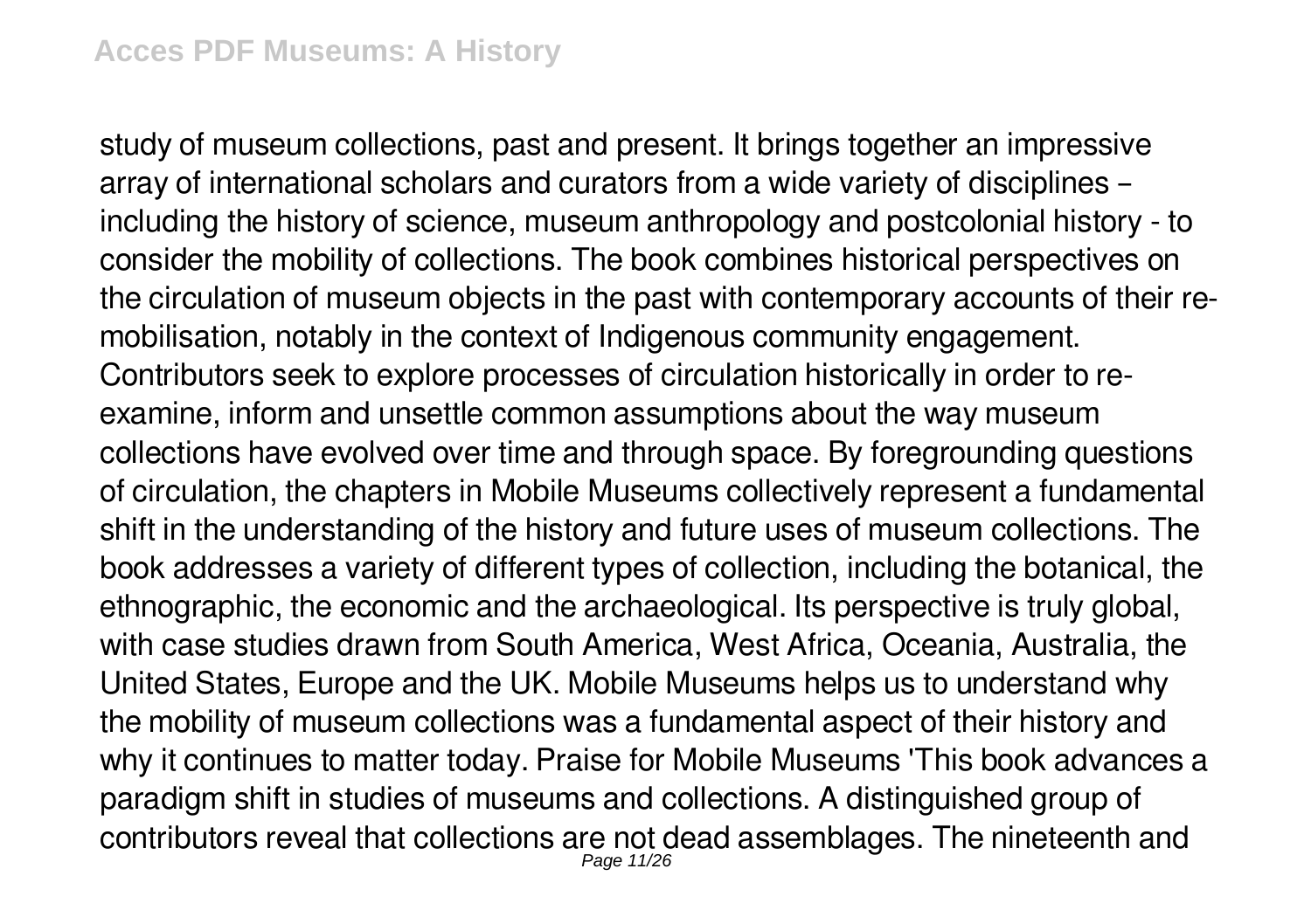study of museum collections, past and present. It brings together an impressive array of international scholars and curators from a wide variety of disciplines – including the history of science, museum anthropology and postcolonial history - to consider the mobility of collections. The book combines historical perspectives on the circulation of museum objects in the past with contemporary accounts of their re-mobilisation, notably in the context of Indigenous community engagement. Contributors seek to explore processes of circulation historically in order to re-examine, inform and unsettle common assumptions about the way museum collections have evolved over time and through space. By foregrounding questions of circulation, the chapters in Mobile Museums collectively represent a fundamental shift in the understanding of the history and future uses of museum collections. The book addresses a variety of different types of collection, including the botanical, the ethnographic, the economic and the archaeological. Its perspective is truly global, with case studies drawn from South America, West Africa, Oceania, Australia, the United States, Europe and the UK. Mobile Museums helps us to understand why the mobility of museum collections was a fundamental aspect of their history and why it continues to matter today. Praise for Mobile Museums 'This book advances a paradigm shift in studies of museums and collections. A distinguished group of contributors reveal that collections are not dead assemblages. The nineteenth and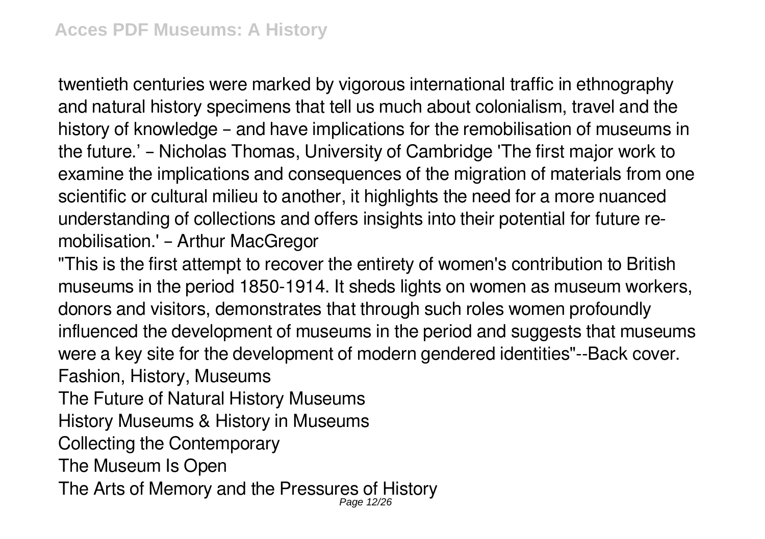twentieth centuries were marked by vigorous international traffic in ethnography and natural history specimens that tell us much about colonialism, travel and the history of knowledge – and have implications for the remobilisation of museums in the future.' – Nicholas Thomas, University of Cambridge 'The first major work to examine the implications and consequences of the migration of materials from one scientific or cultural milieu to another, it highlights the need for a more nuanced understanding of collections and offers insights into their potential for future re-mobilisation.' – Arthur MacGregor

"This is the first attempt to recover the entirety of women's contribution to British museums in the period 1850-1914. It sheds lights on women as museum workers, donors and visitors, demonstrates that through such roles women profoundly influenced the development of museums in the period and suggests that museums were a key site for the development of modern gendered identities"--Back cover.

Fashion, History, Museums

The Future of Natural History Museums

History Museums & History in Museums

Collecting the Contemporary

The Museum Is Open

The Arts of Memory and the Pressures of History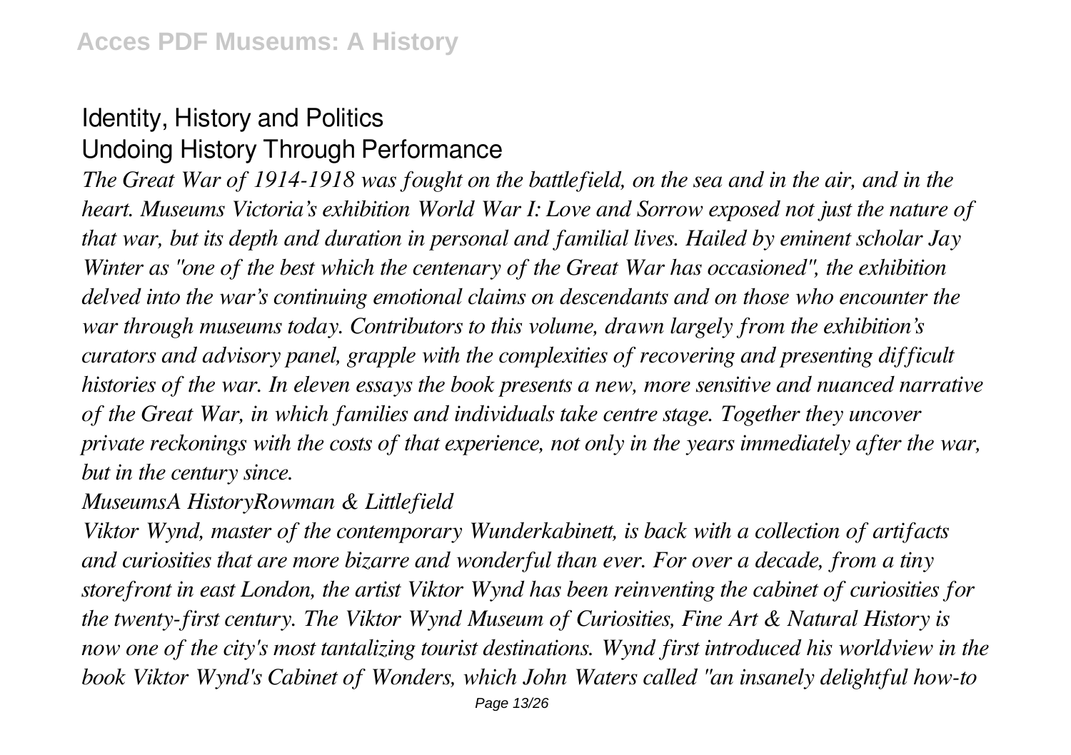## Identity, History and Politics
## Undoing History Through Performance

*The Great War of 1914-1918 was fought on the battlefield, on the sea and in the air, and in the heart. Museums Victoria's exhibition World War I: Love and Sorrow exposed not just the nature of that war, but its depth and duration in personal and familial lives. Hailed by eminent scholar Jay Winter as "one of the best which the centenary of the Great War has occasioned", the exhibition delved into the war's continuing emotional claims on descendants and on those who encounter the war through museums today. Contributors to this volume, drawn largely from the exhibition's curators and advisory panel, grapple with the complexities of recovering and presenting difficult histories of the war. In eleven essays the book presents a new, more sensitive and nuanced narrative of the Great War, in which families and individuals take centre stage. Together they uncover private reckonings with the costs of that experience, not only in the years immediately after the war, but in the century since.*

*MuseumsA HistoryRowman & Littlefield*

*Viktor Wynd, master of the contemporary Wunderkabinett, is back with a collection of artifacts and curiosities that are more bizarre and wonderful than ever. For over a decade, from a tiny storefront in east London, the artist Viktor Wynd has been reinventing the cabinet of curiosities for the twenty-first century. The Viktor Wynd Museum of Curiosities, Fine Art & Natural History is now one of the city's most tantalizing tourist destinations. Wynd first introduced his worldview in the book Viktor Wynd's Cabinet of Wonders, which John Waters called "an insanely delightful how-to*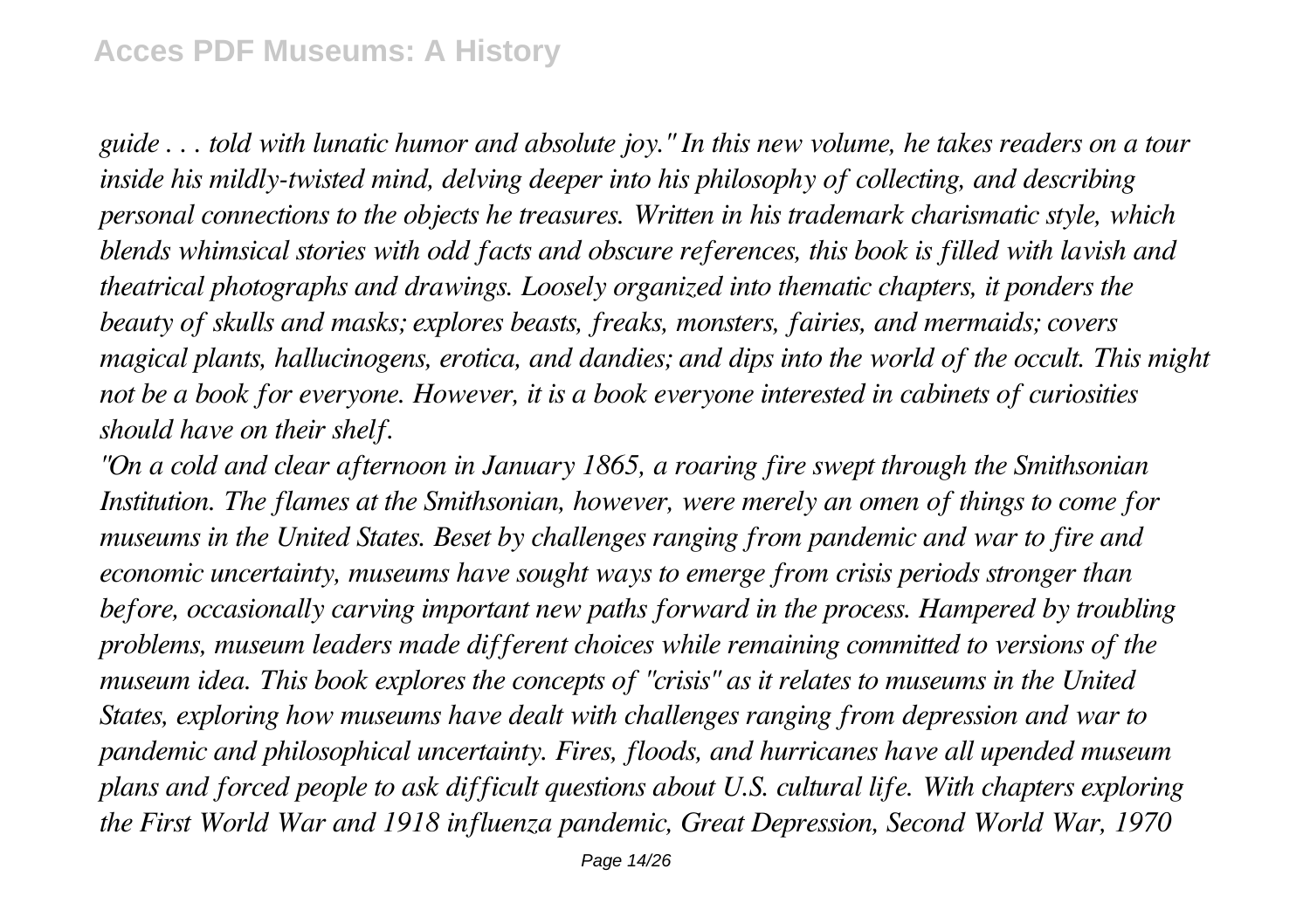*guide . . . told with lunatic humor and absolute joy." In this new volume, he takes readers on a tour inside his mildly-twisted mind, delving deeper into his philosophy of collecting, and describing personal connections to the objects he treasures. Written in his trademark charismatic style, which blends whimsical stories with odd facts and obscure references, this book is filled with lavish and theatrical photographs and drawings. Loosely organized into thematic chapters, it ponders the beauty of skulls and masks; explores beasts, freaks, monsters, fairies, and mermaids; covers magical plants, hallucinogens, erotica, and dandies; and dips into the world of the occult. This might not be a book for everyone. However, it is a book everyone interested in cabinets of curiosities should have on their shelf.*

*"On a cold and clear afternoon in January 1865, a roaring fire swept through the Smithsonian Institution. The flames at the Smithsonian, however, were merely an omen of things to come for museums in the United States. Beset by challenges ranging from pandemic and war to fire and economic uncertainty, museums have sought ways to emerge from crisis periods stronger than before, occasionally carving important new paths forward in the process. Hampered by troubling problems, museum leaders made different choices while remaining committed to versions of the museum idea. This book explores the concepts of "crisis" as it relates to museums in the United States, exploring how museums have dealt with challenges ranging from depression and war to pandemic and philosophical uncertainty. Fires, floods, and hurricanes have all upended museum plans and forced people to ask difficult questions about U.S. cultural life. With chapters exploring the First World War and 1918 influenza pandemic, Great Depression, Second World War, 1970*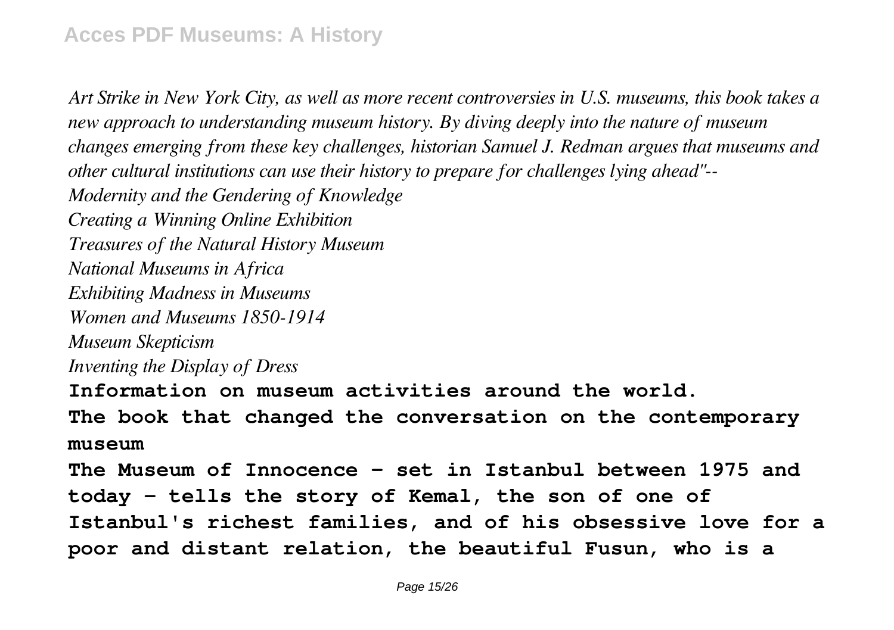*Art Strike in New York City, as well as more recent controversies in U.S. museums, this book takes a new approach to understanding museum history. By diving deeply into the nature of museum changes emerging from these key challenges, historian Samuel J. Redman argues that museums and other cultural institutions can use their history to prepare for challenges lying ahead"--*

*Modernity and the Gendering of Knowledge*

*Creating a Winning Online Exhibition*

*Treasures of the Natural History Museum*

*National Museums in Africa*

*Exhibiting Madness in Museums*

*Women and Museums 1850-1914*

*Museum Skepticism*

*Inventing the Display of Dress*

**Information on museum activities around the world.**

**The book that changed the conversation on the contemporary museum**

**The Museum of Innocence - set in Istanbul between 1975 and today - tells the story of Kemal, the son of one of Istanbul's richest families, and of his obsessive love for a poor and distant relation, the beautiful Fusun, who is a**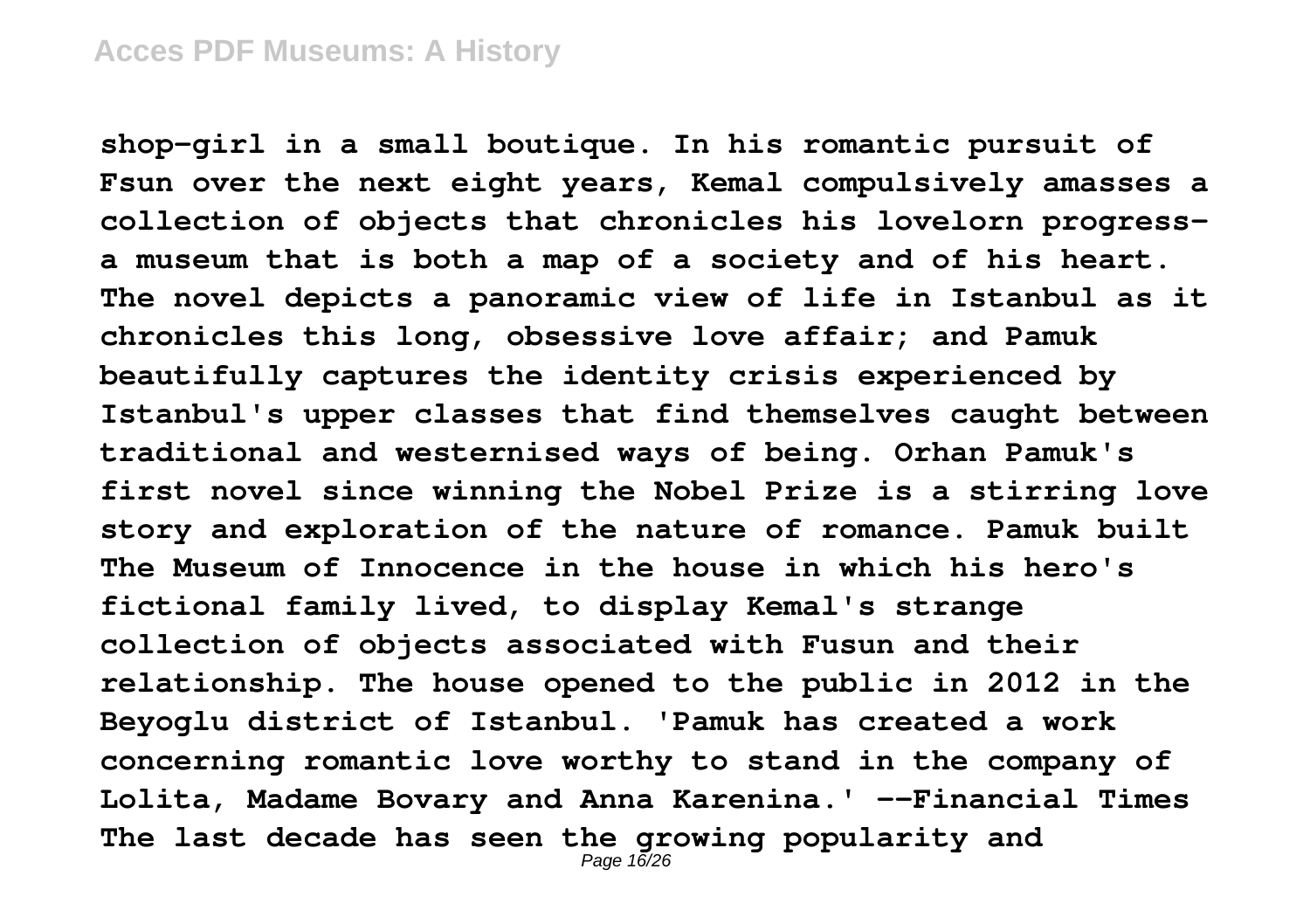**shop-girl in a small boutique. In his romantic pursuit of Fsun over the next eight years, Kemal compulsively amasses a collection of objects that chronicles his lovelorn progress-a museum that is both a map of a society and of his heart. The novel depicts a panoramic view of life in Istanbul as it chronicles this long, obsessive love affair; and Pamuk beautifully captures the identity crisis experienced by Istanbul's upper classes that find themselves caught between traditional and westernised ways of being. Orhan Pamuk's first novel since winning the Nobel Prize is a stirring love story and exploration of the nature of romance. Pamuk built The Museum of Innocence in the house in which his hero's fictional family lived, to display Kemal's strange collection of objects associated with Fusun and their relationship. The house opened to the public in 2012 in the Beyoglu district of Istanbul. 'Pamuk has created a work concerning romantic love worthy to stand in the company of Lolita, Madame Bovary and Anna Karenina.' --Financial Times The last decade has seen the growing popularity and**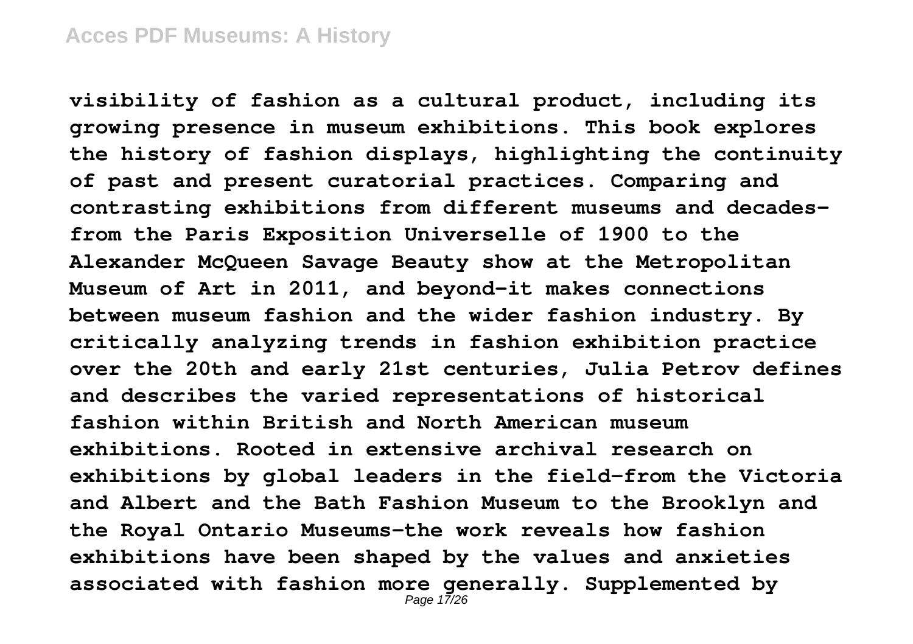visibility of fashion as a cultural product, including its growing presence in museum exhibitions. This book explores the history of fashion displays, highlighting the continuity of past and present curatorial practices. Comparing and contrasting exhibitions from different museums and decades-from the Paris Exposition Universelle of 1900 to the Alexander McQueen Savage Beauty show at the Metropolitan Museum of Art in 2011, and beyond-it makes connections between museum fashion and the wider fashion industry. By critically analyzing trends in fashion exhibition practice over the 20th and early 21st centuries, Julia Petrov defines and describes the varied representations of historical fashion within British and North American museum exhibitions. Rooted in extensive archival research on exhibitions by global leaders in the field-from the Victoria and Albert and the Bath Fashion Museum to the Brooklyn and the Royal Ontario Museums-the work reveals how fashion exhibitions have been shaped by the values and anxieties associated with fashion more generally. Supplemented by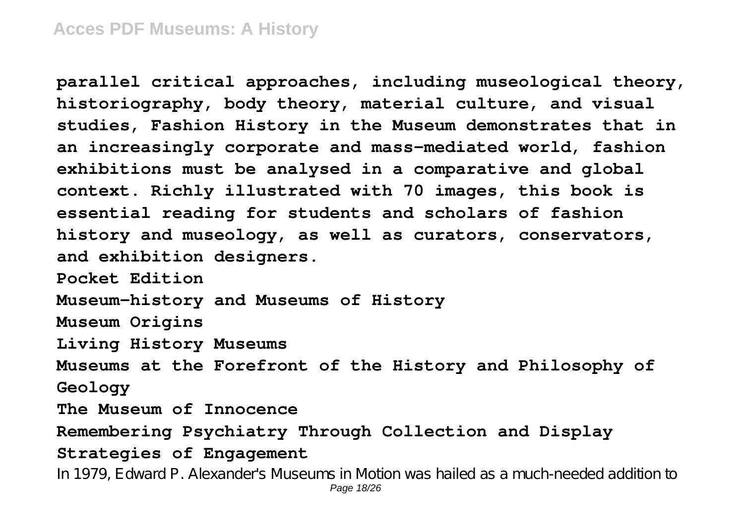**parallel critical approaches, including museological theory, historiography, body theory, material culture, and visual studies, Fashion History in the Museum demonstrates that in an increasingly corporate and mass-mediated world, fashion exhibitions must be analysed in a comparative and global context. Richly illustrated with 70 images, this book is essential reading for students and scholars of fashion history and museology, as well as curators, conservators, and exhibition designers.**

**Pocket Edition**

**Museum-history and Museums of History**

**Museum Origins**

**Living History Museums**

**Museums at the Forefront of the History and Philosophy of Geology**

**The Museum of Innocence**

**Remembering Psychiatry Through Collection and Display**

**Strategies of Engagement**

In 1979, Edward P. Alexander's Museums in Motion was hailed as a much-needed addition to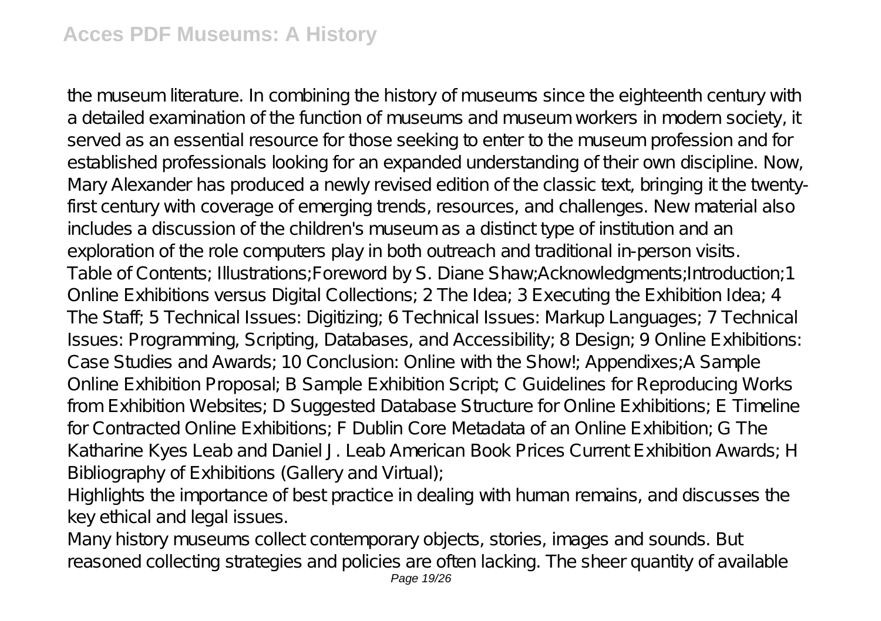the museum literature. In combining the history of museums since the eighteenth century with a detailed examination of the function of museums and museum workers in modern society, it served as an essential resource for those seeking to enter to the museum profession and for established professionals looking for an expanded understanding of their own discipline. Now, Mary Alexander has produced a newly revised edition of the classic text, bringing it the twenty-first century with coverage of emerging trends, resources, and challenges. New material also includes a discussion of the children's museum as a distinct type of institution and an exploration of the role computers play in both outreach and traditional in-person visits.

Table of Contents; Illustrations;Foreword by S. Diane Shaw;Acknowledgments;Introduction;1 Online Exhibitions versus Digital Collections; 2 The Idea; 3 Executing the Exhibition Idea; 4 The Staff; 5 Technical Issues: Digitizing; 6 Technical Issues: Markup Languages; 7 Technical Issues: Programming, Scripting, Databases, and Accessibility; 8 Design; 9 Online Exhibitions: Case Studies and Awards; 10 Conclusion: Online with the Show!; Appendixes;A Sample Online Exhibition Proposal; B Sample Exhibition Script; C Guidelines for Reproducing Works from Exhibition Websites; D Suggested Database Structure for Online Exhibitions; E Timeline for Contracted Online Exhibitions; F Dublin Core Metadata of an Online Exhibition; G The Katharine Kyes Leab and Daniel J. Leab American Book Prices Current Exhibition Awards; H Bibliography of Exhibitions (Gallery and Virtual);

Highlights the importance of best practice in dealing with human remains, and discusses the key ethical and legal issues.

Many history museums collect contemporary objects, stories, images and sounds. But reasoned collecting strategies and policies are often lacking. The sheer quantity of available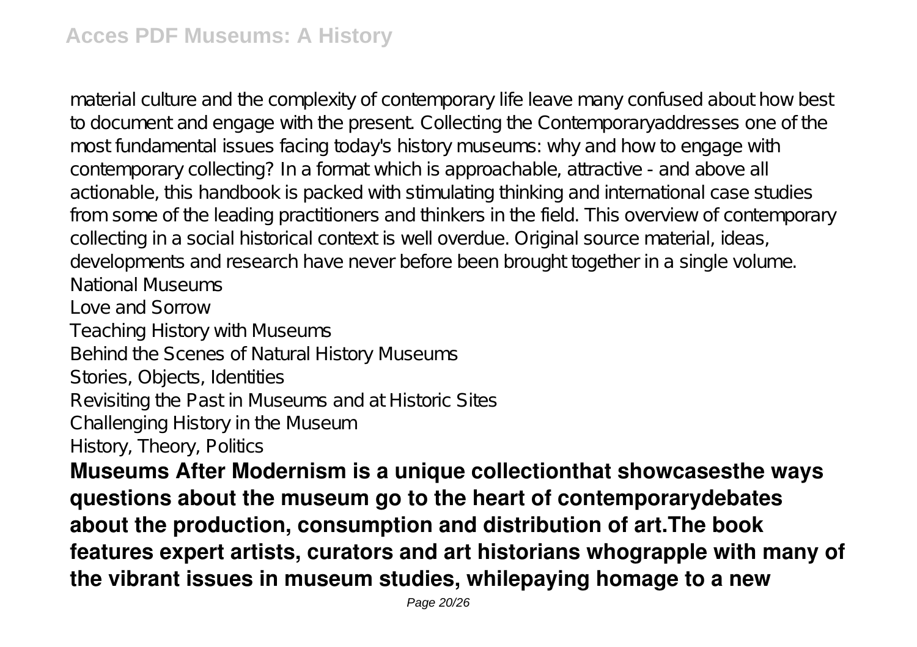material culture and the complexity of contemporary life leave many confused about how best to document and engage with the present. Collecting the Contemporaryaddresses one of the most fundamental issues facing today's history museums: why and how to engage with contemporary collecting? In a format which is approachable, attractive - and above all actionable, this handbook is packed with stimulating thinking and international case studies from some of the leading practitioners and thinkers in the field. This overview of contemporary collecting in a social historical context is well overdue. Original source material, ideas, developments and research have never before been brought together in a single volume.

National Museums

Love and Sorrow

Teaching History with Museums

Behind the Scenes of Natural History Museums

Stories, Objects, Identities

Revisiting the Past in Museums and at Historic Sites

Challenging History in the Museum

History, Theory, Politics

**Museums After Modernism is a unique collectionthat showcasesthe ways questions about the museum go to the heart of contemporarydebates about the production, consumption and distribution of art.The book features expert artists, curators and art historians whograpple with many of the vibrant issues in museum studies, whilepaying homage to a new**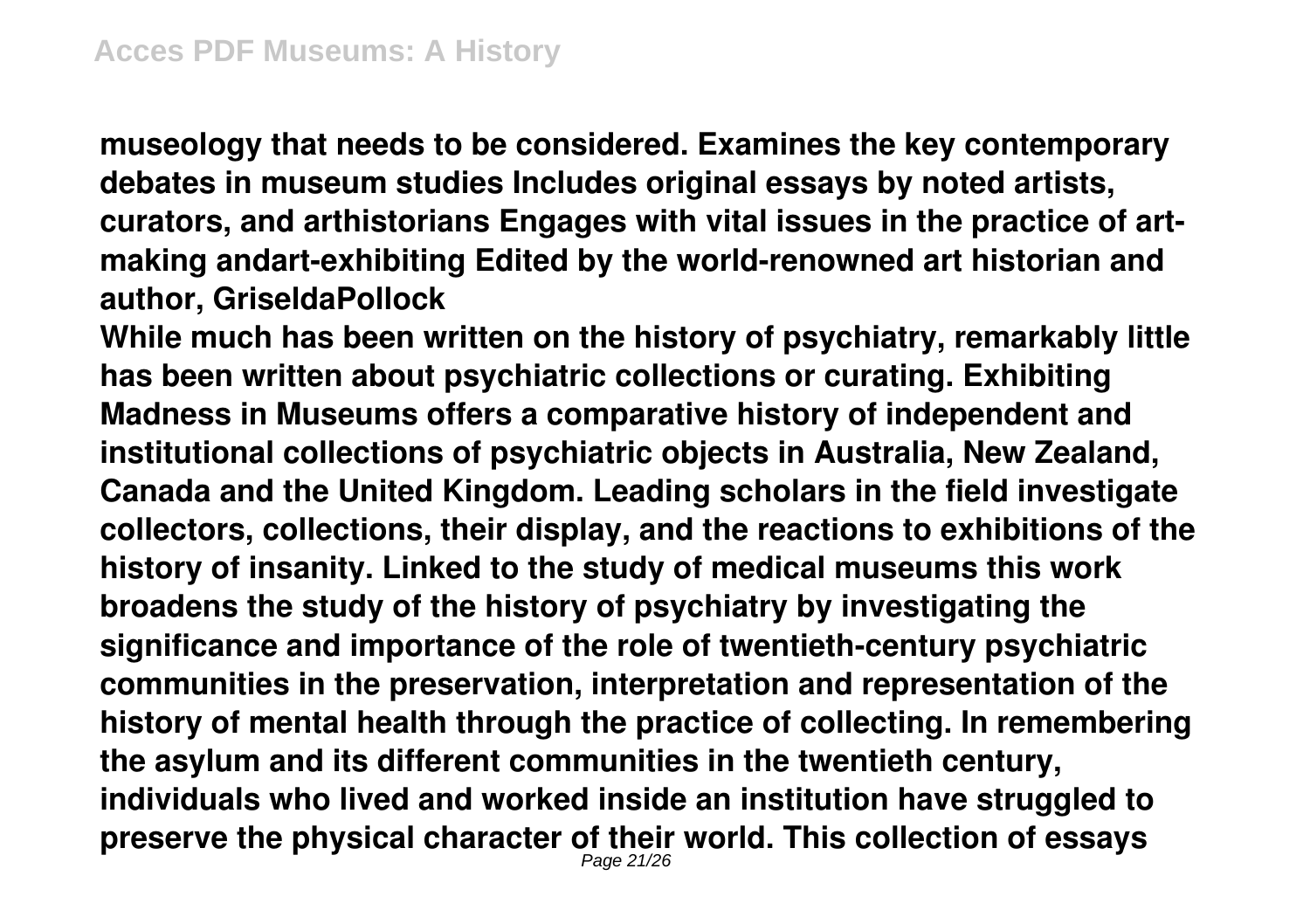**museology that needs to be considered. Examines the key contemporary debates in museum studies Includes original essays by noted artists, curators, and arthistorians Engages with vital issues in the practice of art-making andart-exhibiting Edited by the world-renowned art historian and author, GriseldaPollock**

**While much has been written on the history of psychiatry, remarkably little has been written about psychiatric collections or curating. Exhibiting Madness in Museums offers a comparative history of independent and institutional collections of psychiatric objects in Australia, New Zealand, Canada and the United Kingdom. Leading scholars in the field investigate collectors, collections, their display, and the reactions to exhibitions of the history of insanity. Linked to the study of medical museums this work broadens the study of the history of psychiatry by investigating the significance and importance of the role of twentieth-century psychiatric communities in the preservation, interpretation and representation of the history of mental health through the practice of collecting. In remembering the asylum and its different communities in the twentieth century, individuals who lived and worked inside an institution have struggled to preserve the physical character of their world. This collection of essays**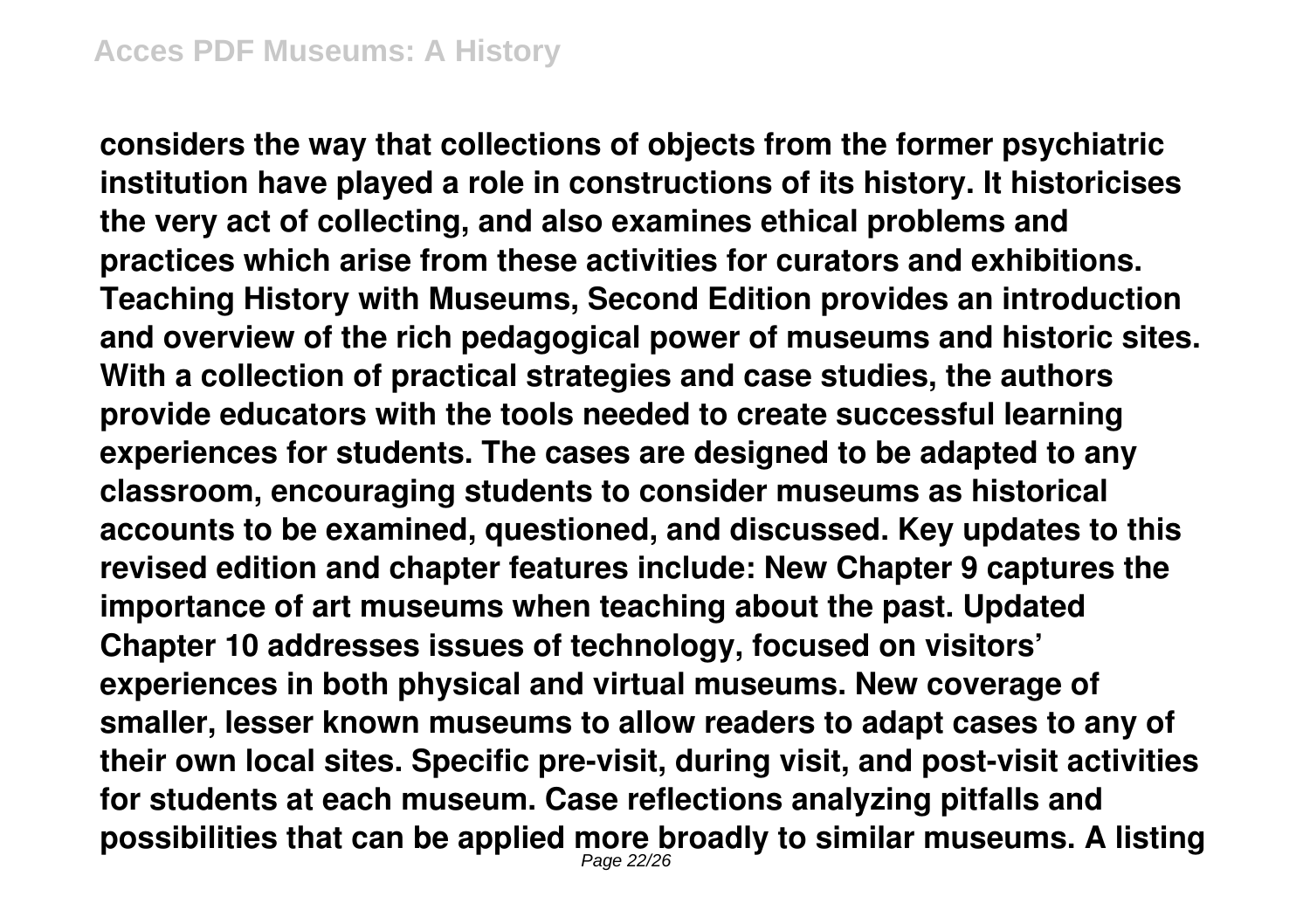considers the way that collections of objects from the former psychiatric institution have played a role in constructions of its history. It historicises the very act of collecting, and also examines ethical problems and practices which arise from these activities for curators and exhibitions. Teaching History with Museums, Second Edition provides an introduction and overview of the rich pedagogical power of museums and historic sites. With a collection of practical strategies and case studies, the authors provide educators with the tools needed to create successful learning experiences for students. The cases are designed to be adapted to any classroom, encouraging students to consider museums as historical accounts to be examined, questioned, and discussed. Key updates to this revised edition and chapter features include: New Chapter 9 captures the importance of art museums when teaching about the past. Updated Chapter 10 addresses issues of technology, focused on visitors' experiences in both physical and virtual museums. New coverage of smaller, lesser known museums to allow readers to adapt cases to any of their own local sites. Specific pre-visit, during visit, and post-visit activities for students at each museum. Case reflections analyzing pitfalls and possibilities that can be applied more broadly to similar museums. A listing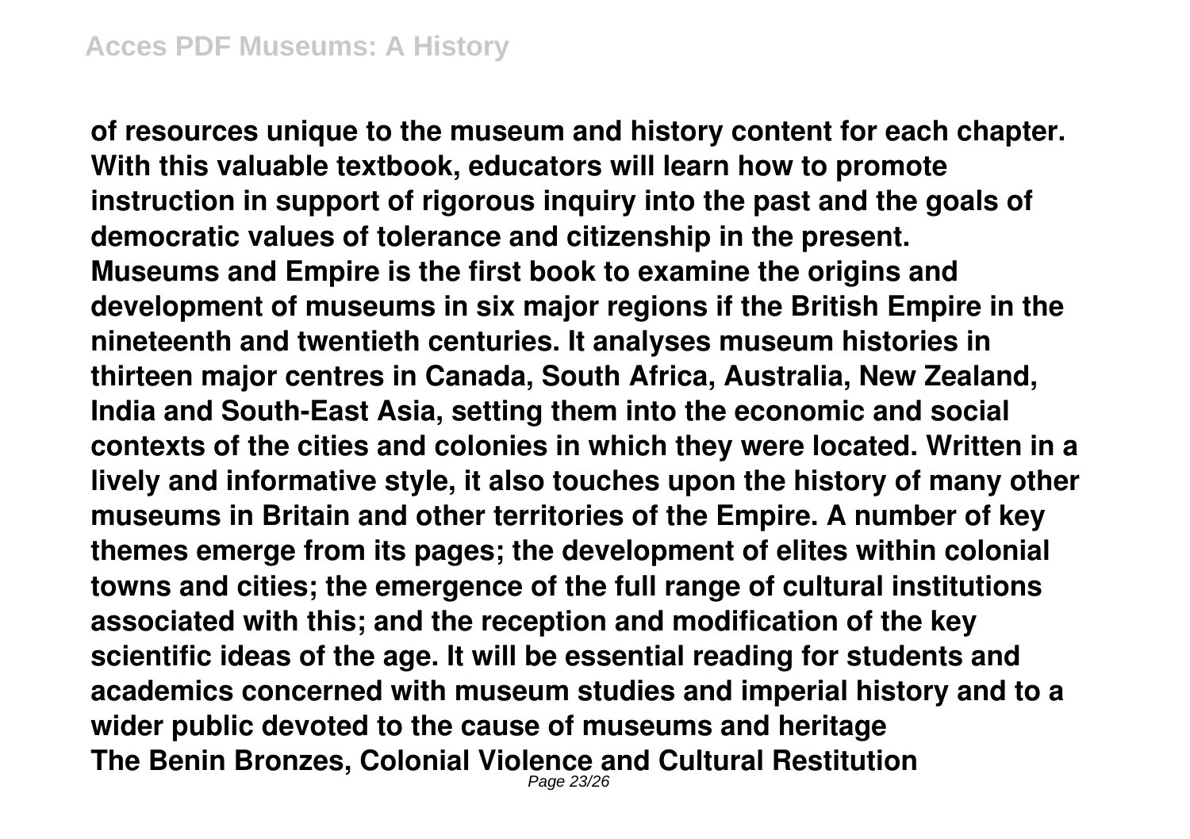**of resources unique to the museum and history content for each chapter. With this valuable textbook, educators will learn how to promote instruction in support of rigorous inquiry into the past and the goals of democratic values of tolerance and citizenship in the present.**

**Museums and Empire is the first book to examine the origins and development of museums in six major regions if the British Empire in the nineteenth and twentieth centuries. It analyses museum histories in thirteen major centres in Canada, South Africa, Australia, New Zealand, India and South-East Asia, setting them into the economic and social contexts of the cities and colonies in which they were located. Written in a lively and informative style, it also touches upon the history of many other museums in Britain and other territories of the Empire. A number of key themes emerge from its pages; the development of elites within colonial towns and cities; the emergence of the full range of cultural institutions associated with this; and the reception and modification of the key scientific ideas of the age. It will be essential reading for students and academics concerned with museum studies and imperial history and to a wider public devoted to the cause of museums and heritage**

**The Benin Bronzes, Colonial Violence and Cultural Restitution**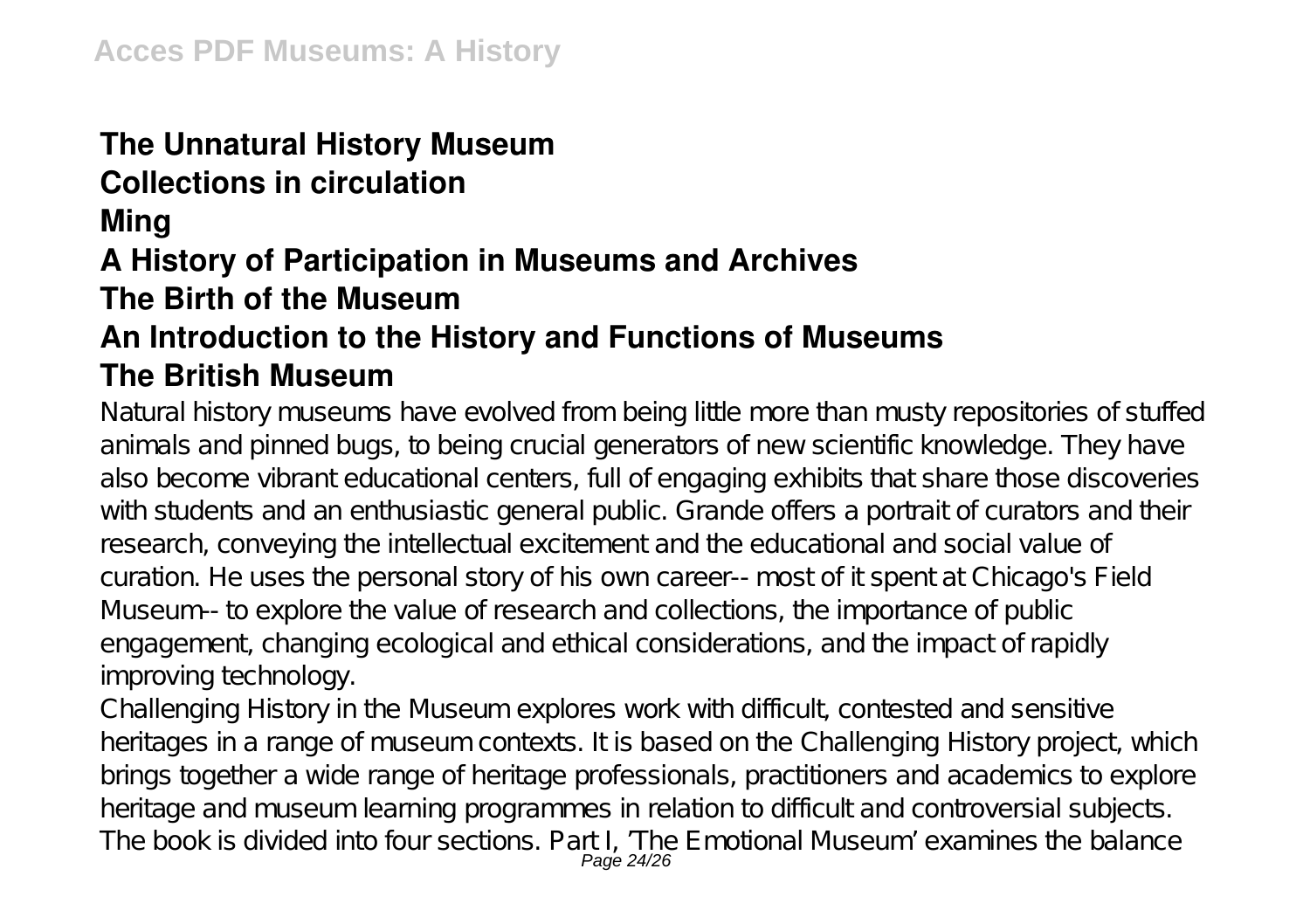**The Unnatural History Museum**
**Collections in circulation**
**Ming**
**A History of Participation in Museums and Archives**
**The Birth of the Museum**
**An Introduction to the History and Functions of Museums**
**The British Museum**

Natural history museums have evolved from being little more than musty repositories of stuffed animals and pinned bugs, to being crucial generators of new scientific knowledge. They have also become vibrant educational centers, full of engaging exhibits that share those discoveries with students and an enthusiastic general public. Grande offers a portrait of curators and their research, conveying the intellectual excitement and the educational and social value of curation. He uses the personal story of his own career-- most of it spent at Chicago's Field Museum-- to explore the value of research and collections, the importance of public engagement, changing ecological and ethical considerations, and the impact of rapidly improving technology.

Challenging History in the Museum explores work with difficult, contested and sensitive heritages in a range of museum contexts. It is based on the Challenging History project, which brings together a wide range of heritage professionals, practitioners and academics to explore heritage and museum learning programmes in relation to difficult and controversial subjects. The book is divided into four sections. Part I, 'The Emotional Museum' examines the balance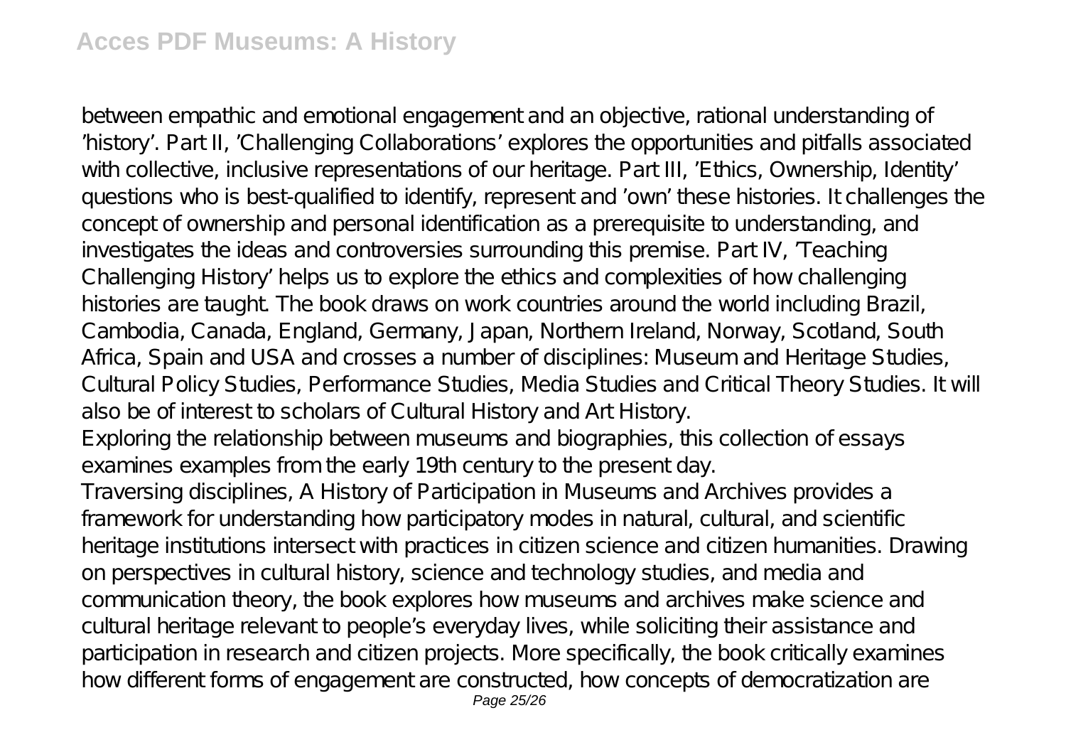between empathic and emotional engagement and an objective, rational understanding of 'history'. Part II, 'Challenging Collaborations' explores the opportunities and pitfalls associated with collective, inclusive representations of our heritage. Part III, 'Ethics, Ownership, Identity' questions who is best-qualified to identify, represent and 'own' these histories. It challenges the concept of ownership and personal identification as a prerequisite to understanding, and investigates the ideas and controversies surrounding this premise. Part IV, 'Teaching Challenging History' helps us to explore the ethics and complexities of how challenging histories are taught. The book draws on work countries around the world including Brazil, Cambodia, Canada, England, Germany, Japan, Northern Ireland, Norway, Scotland, South Africa, Spain and USA and crosses a number of disciplines: Museum and Heritage Studies, Cultural Policy Studies, Performance Studies, Media Studies and Critical Theory Studies. It will also be of interest to scholars of Cultural History and Art History.

Exploring the relationship between museums and biographies, this collection of essays examines examples from the early 19th century to the present day.

Traversing disciplines, A History of Participation in Museums and Archives provides a framework for understanding how participatory modes in natural, cultural, and scientific heritage institutions intersect with practices in citizen science and citizen humanities. Drawing on perspectives in cultural history, science and technology studies, and media and communication theory, the book explores how museums and archives make science and cultural heritage relevant to people's everyday lives, while soliciting their assistance and participation in research and citizen projects. More specifically, the book critically examines how different forms of engagement are constructed, how concepts of democratization are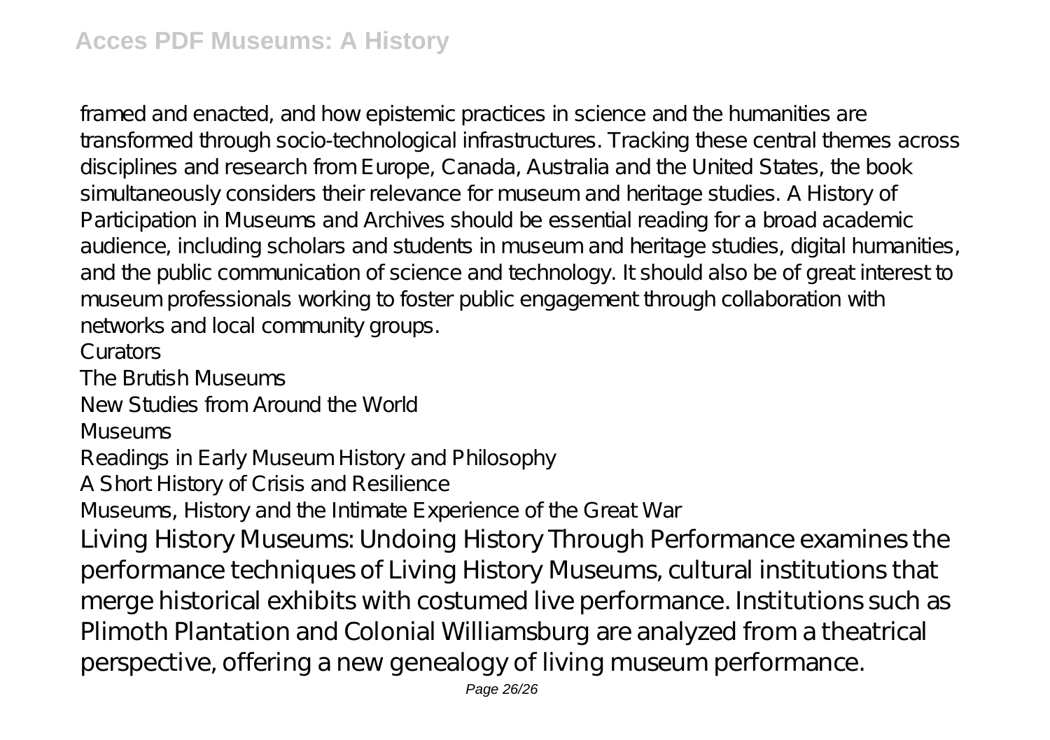framed and enacted, and how epistemic practices in science and the humanities are transformed through socio-technological infrastructures. Tracking these central themes across disciplines and research from Europe, Canada, Australia and the United States, the book simultaneously considers their relevance for museum and heritage studies. A History of Participation in Museums and Archives should be essential reading for a broad academic audience, including scholars and students in museum and heritage studies, digital humanities, and the public communication of science and technology. It should also be of great interest to museum professionals working to foster public engagement through collaboration with networks and local community groups.

Curators

The Brutish Museums

New Studies from Around the World

Museums

Readings in Early Museum History and Philosophy

A Short History of Crisis and Resilience

Museums, History and the Intimate Experience of the Great War

Living History Museums: Undoing History Through Performance examines the performance techniques of Living History Museums, cultural institutions that merge historical exhibits with costumed live performance. Institutions such as Plimoth Plantation and Colonial Williamsburg are analyzed from a theatrical perspective, offering a new genealogy of living museum performance.